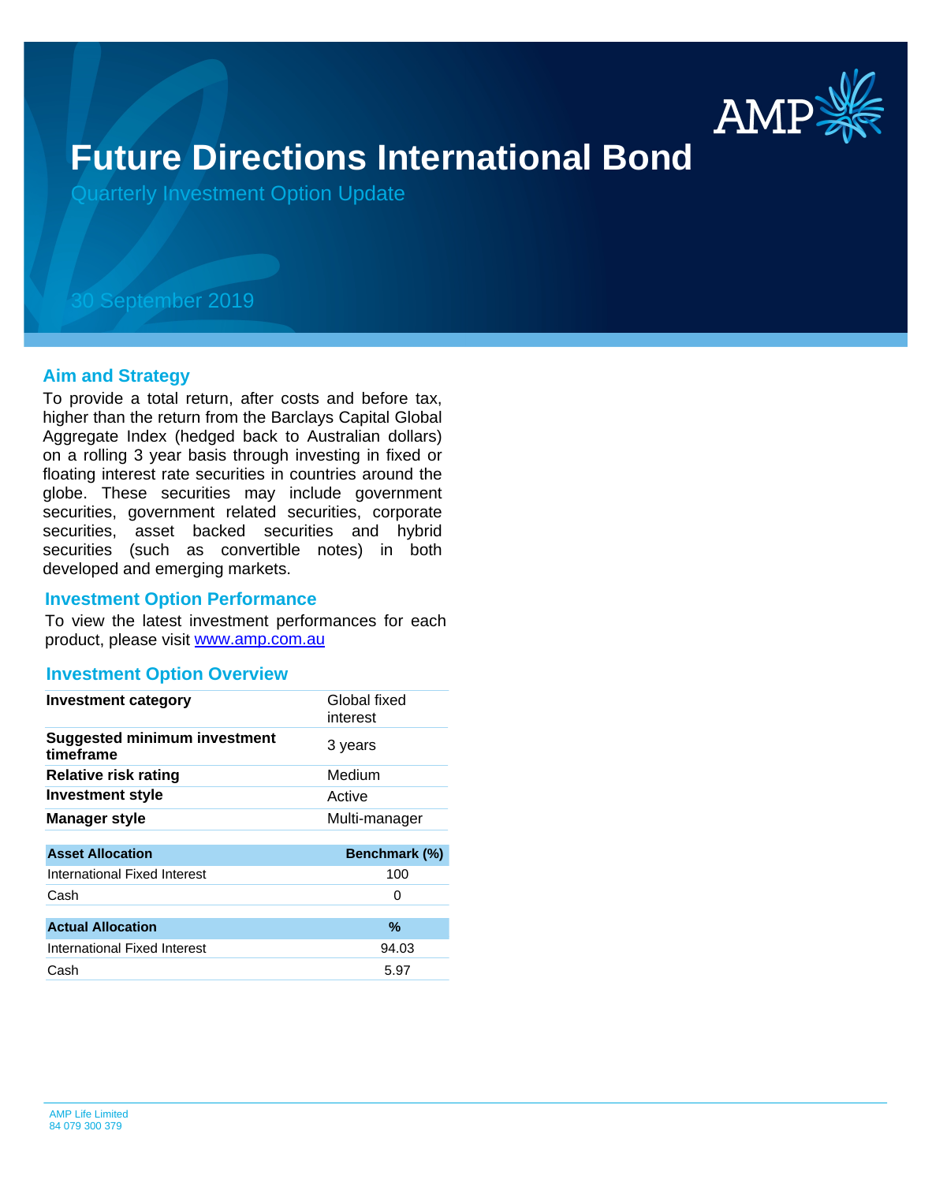# Future Directions International Bond

Quarterly Investment Option Update

30 September 2019

## Aim and Strategy

To provide a total return, after costs and before tax, higher than the return from the Barclays Capital Global Aggregate Index (hedged back to Australian dollars) on a rolling 3 year basis through investing in fixed or floating interest rate securities in countries around the globe. These securities may include government securities, government related securities, corporate securities, asset backed securities and hybrid securities (such as convertible notes) in both developed and emerging markets.

## Investment Option Performance

To view the latest investment performances for each product, please visit www.amp.com.au

## Investment Option Overview

| | |
|---|---|
| **Investment category** | Global fixed interest |
| **Suggested minimum investment timeframe** | 3 years |
| **Relative risk rating** | Medium |
| **Investment style** | Active |
| **Manager style** | Multi-manager |

| Asset Allocation | Benchmark (%) |
|---|---|
| International Fixed Interest | 100 |
| Cash | 0 |

| Actual Allocation | % |
|---|---|
| International Fixed Interest | 94.03 |
| Cash | 5.97 |

AMP Life Limited
84 079 300 379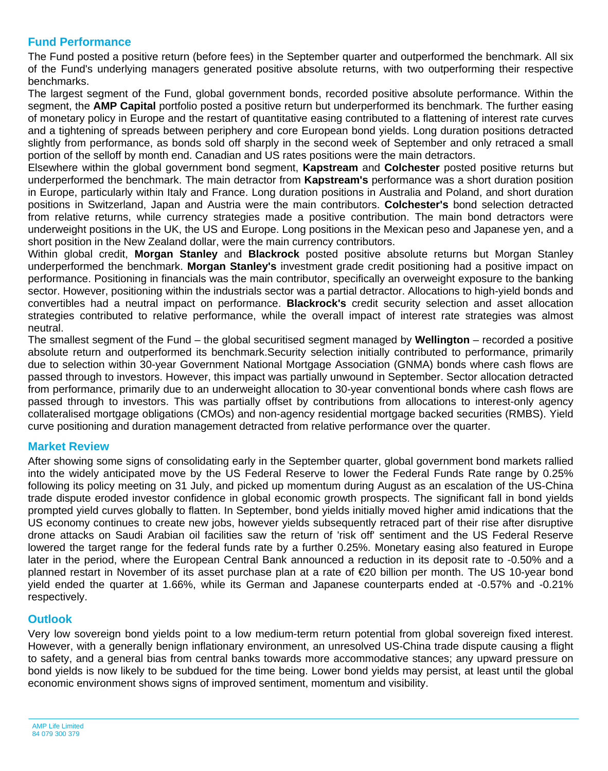## Fund Performance

The Fund posted a positive return (before fees) in the September quarter and outperformed the benchmark. All six of the Fund's underlying managers generated positive absolute returns, with two outperforming their respective benchmarks.

The largest segment of the Fund, global government bonds, recorded positive absolute performance. Within the segment, the **AMP Capital** portfolio posted a positive return but underperformed its benchmark. The further easing of monetary policy in Europe and the restart of quantitative easing contributed to a flattening of interest rate curves and a tightening of spreads between periphery and core European bond yields. Long duration positions detracted slightly from performance, as bonds sold off sharply in the second week of September and only retraced a small portion of the selloff by month end. Canadian and US rates positions were the main detractors.

Elsewhere within the global government bond segment, **Kapstream** and **Colchester** posted positive returns but underperformed the benchmark. The main detractor from **Kapstream's** performance was a short duration position in Europe, particularly within Italy and France. Long duration positions in Australia and Poland, and short duration positions in Switzerland, Japan and Austria were the main contributors. **Colchester's** bond selection detracted from relative returns, while currency strategies made a positive contribution. The main bond detractors were underweight positions in the UK, the US and Europe. Long positions in the Mexican peso and Japanese yen, and a short position in the New Zealand dollar, were the main currency contributors.

Within global credit, **Morgan Stanley** and **Blackrock** posted positive absolute returns but Morgan Stanley underperformed the benchmark. **Morgan Stanley's** investment grade credit positioning had a positive impact on performance. Positioning in financials was the main contributor, specifically an overweight exposure to the banking sector. However, positioning within the industrials sector was a partial detractor. Allocations to high-yield bonds and convertibles had a neutral impact on performance. **Blackrock's** credit security selection and asset allocation strategies contributed to relative performance, while the overall impact of interest rate strategies was almost neutral.

The smallest segment of the Fund – the global securitised segment managed by **Wellington** – recorded a positive absolute return and outperformed its benchmark.Security selection initially contributed to performance, primarily due to selection within 30-year Government National Mortgage Association (GNMA) bonds where cash flows are passed through to investors. However, this impact was partially unwound in September. Sector allocation detracted from performance, primarily due to an underweight allocation to 30-year conventional bonds where cash flows are passed through to investors. This was partially offset by contributions from allocations to interest-only agency collateralised mortgage obligations (CMOs) and non-agency residential mortgage backed securities (RMBS). Yield curve positioning and duration management detracted from relative performance over the quarter.

## Market Review

After showing some signs of consolidating early in the September quarter, global government bond markets rallied into the widely anticipated move by the US Federal Reserve to lower the Federal Funds Rate range by 0.25% following its policy meeting on 31 July, and picked up momentum during August as an escalation of the US-China trade dispute eroded investor confidence in global economic growth prospects. The significant fall in bond yields prompted yield curves globally to flatten. In September, bond yields initially moved higher amid indications that the US economy continues to create new jobs, however yields subsequently retraced part of their rise after disruptive drone attacks on Saudi Arabian oil facilities saw the return of 'risk off' sentiment and the US Federal Reserve lowered the target range for the federal funds rate by a further 0.25%. Monetary easing also featured in Europe later in the period, where the European Central Bank announced a reduction in its deposit rate to -0.50% and a planned restart in November of its asset purchase plan at a rate of €20 billion per month. The US 10-year bond yield ended the quarter at 1.66%, while its German and Japanese counterparts ended at -0.57% and -0.21% respectively.

## Outlook

Very low sovereign bond yields point to a low medium-term return potential from global sovereign fixed interest. However, with a generally benign inflationary environment, an unresolved US-China trade dispute causing a flight to safety, and a general bias from central banks towards more accommodative stances; any upward pressure on bond yields is now likely to be subdued for the time being. Lower bond yields may persist, at least until the global economic environment shows signs of improved sentiment, momentum and visibility.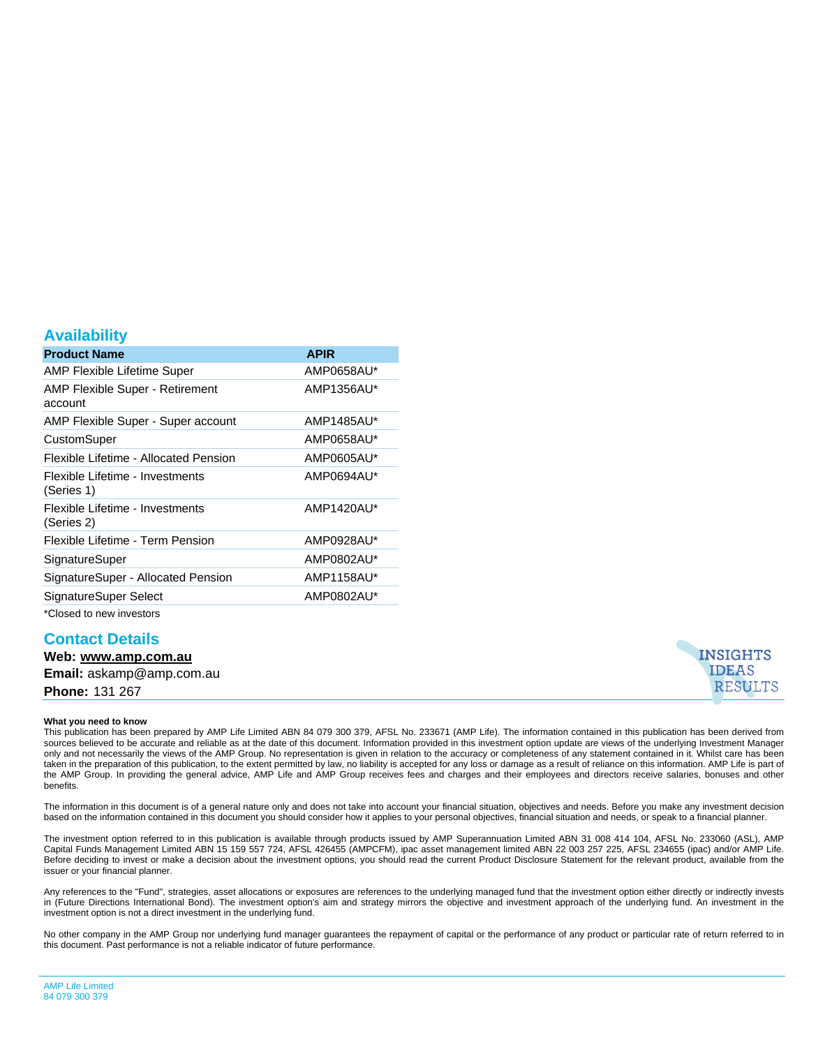## Availability

| Product Name | APIR |
|---|---|
| AMP Flexible Lifetime Super | AMP0658AU* |
| AMP Flexible Super - Retirement account | AMP1356AU* |
| AMP Flexible Super - Super account | AMP1485AU* |
| CustomSuper | AMP0658AU* |
| Flexible Lifetime - Allocated Pension | AMP0605AU* |
| Flexible Lifetime - Investments (Series 1) | AMP0694AU* |
| Flexible Lifetime - Investments (Series 2) | AMP1420AU* |
| Flexible Lifetime - Term Pension | AMP0928AU* |
| SignatureSuper | AMP0802AU* |
| SignatureSuper - Allocated Pension | AMP1158AU* |
| SignatureSuper Select | AMP0802AU* |

*Closed to new investors

## Contact Details

**Web:** **www.amp.com.au**
**Email:** askamp@amp.com.au
**Phone:** 131 267

INSIGHTS
IDEAS
RESULTS

**What you need to know**

This publication has been prepared by AMP Life Limited ABN 84 079 300 379, AFSL No. 233671 (AMP Life). The information contained in this publication has been derived from sources believed to be accurate and reliable as at the date of this document. Information provided in this investment option update are views of the underlying Investment Manager only and not necessarily the views of the AMP Group. No representation is given in relation to the accuracy or completeness of any statement contained in it. Whilst care has been taken in the preparation of this publication, to the extent permitted by law, no liability is accepted for any loss or damage as a result of reliance on this information. AMP Life is part of the AMP Group. In providing the general advice, AMP Life and AMP Group receives fees and charges and their employees and directors receive salaries, bonuses and other benefits.

The information in this document is of a general nature only and does not take into account your financial situation, objectives and needs. Before you make any investment decision based on the information contained in this document you should consider how it applies to your personal objectives, financial situation and needs, or speak to a financial planner.

The investment option referred to in this publication is available through products issued by AMP Superannuation Limited ABN 31 008 414 104, AFSL No. 233060 (ASL), AMP Capital Funds Management Limited ABN 15 159 557 724, AFSL 426455 (AMPCFM), ipac asset management limited ABN 22 003 257 225, AFSL 234655 (ipac) and/or AMP Life. Before deciding to invest or make a decision about the investment options, you should read the current Product Disclosure Statement for the relevant product, available from the issuer or your financial planner.

Any references to the "Fund", strategies, asset allocations or exposures are references to the underlying managed fund that the investment option either directly or indirectly invests in (Future Directions International Bond). The investment option's aim and strategy mirrors the objective and investment approach of the underlying fund. An investment in the investment option is not a direct investment in the underlying fund.

No other company in the AMP Group nor underlying fund manager guarantees the repayment of capital or the performance of any product or particular rate of return referred to in this document. Past performance is not a reliable indicator of future performance.

AMP Life Limited
84 079 300 379